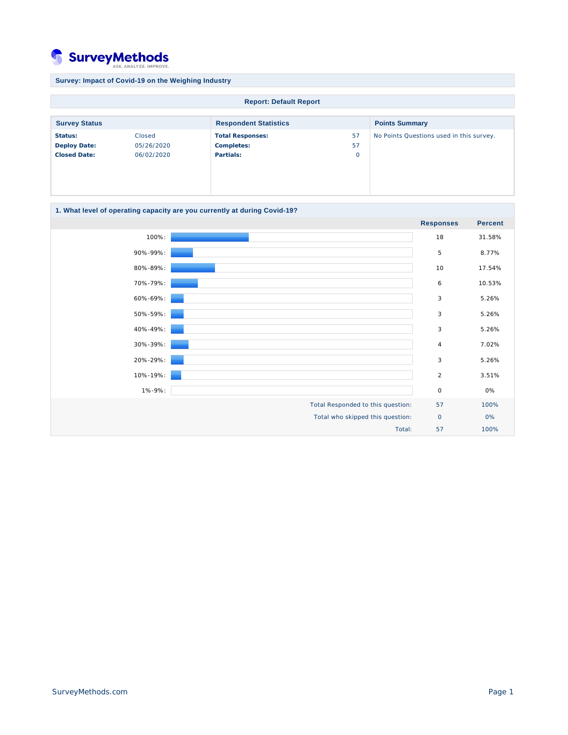SurveyMethods

ASK. ANALYZE. IMPROVE.

**Survey: Impact of Covid-19 on the Weighing Industry**

**Report: Default Report**

| Survey Status | | Respondent Statistics | | Points Summary |
|---|---|---|---|---|
| **Status:** | Closed | **Total Responses:** | 57 | No Points Questions used in this survey. |
| **Deploy Date:** | 05/26/2020 | **Completes:** | 57 | |
| **Closed Date:** | 06/02/2020 | **Partials:** | 0 | |

**1. What level of operating capacity are you currently at during Covid-19?**

| | Responses | Percent |
|---|---|---|
| 100%: | 18 | 31.58% |
| 90%-99%: | 5 | 8.77% |
| 80%-89%: | 10 | 17.54% |
| 70%-79%: | 6 | 10.53% |
| 60%-69%: | 3 | 5.26% |
| 50%-59%: | 3 | 5.26% |
| 40%-49%: | 3 | 5.26% |
| 30%-39%: | 4 | 7.02% |
| 20%-29%: | 3 | 5.26% |
| 10%-19%: | 2 | 3.51% |
| 1%-9%: | 0 | 0% |
| Total Responded to this question: | 57 | 100% |
| Total who skipped this question: | 0 | 0% |
| Total: | 57 | 100% |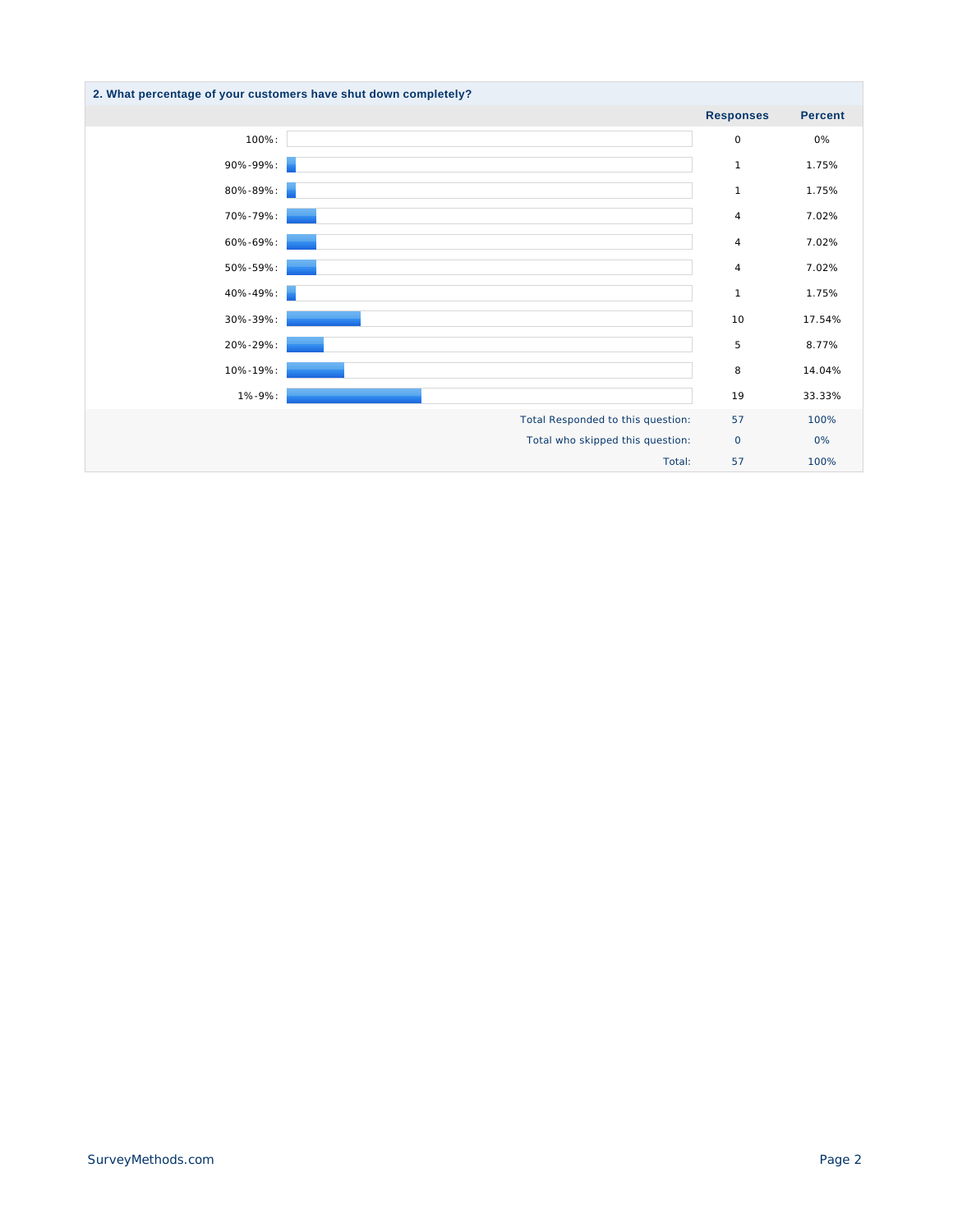**2. What percentage of your customers have shut down completely?**

| | Responses | Percent |
|---|---|---|
| 100%: | 0 | 0% |
| 90%-99%: | 1 | 1.75% |
| 80%-89%: | 1 | 1.75% |
| 70%-79%: | 4 | 7.02% |
| 60%-69%: | 4 | 7.02% |
| 50%-59%: | 4 | 7.02% |
| 40%-49%: | 1 | 1.75% |
| 30%-39%: | 10 | 17.54% |
| 20%-29%: | 5 | 8.77% |
| 10%-19%: | 8 | 14.04% |
| 1%-9%: | 19 | 33.33% |
| Total Responded to this question: | 57 | 100% |
| Total who skipped this question: | 0 | 0% |
| Total: | 57 | 100% |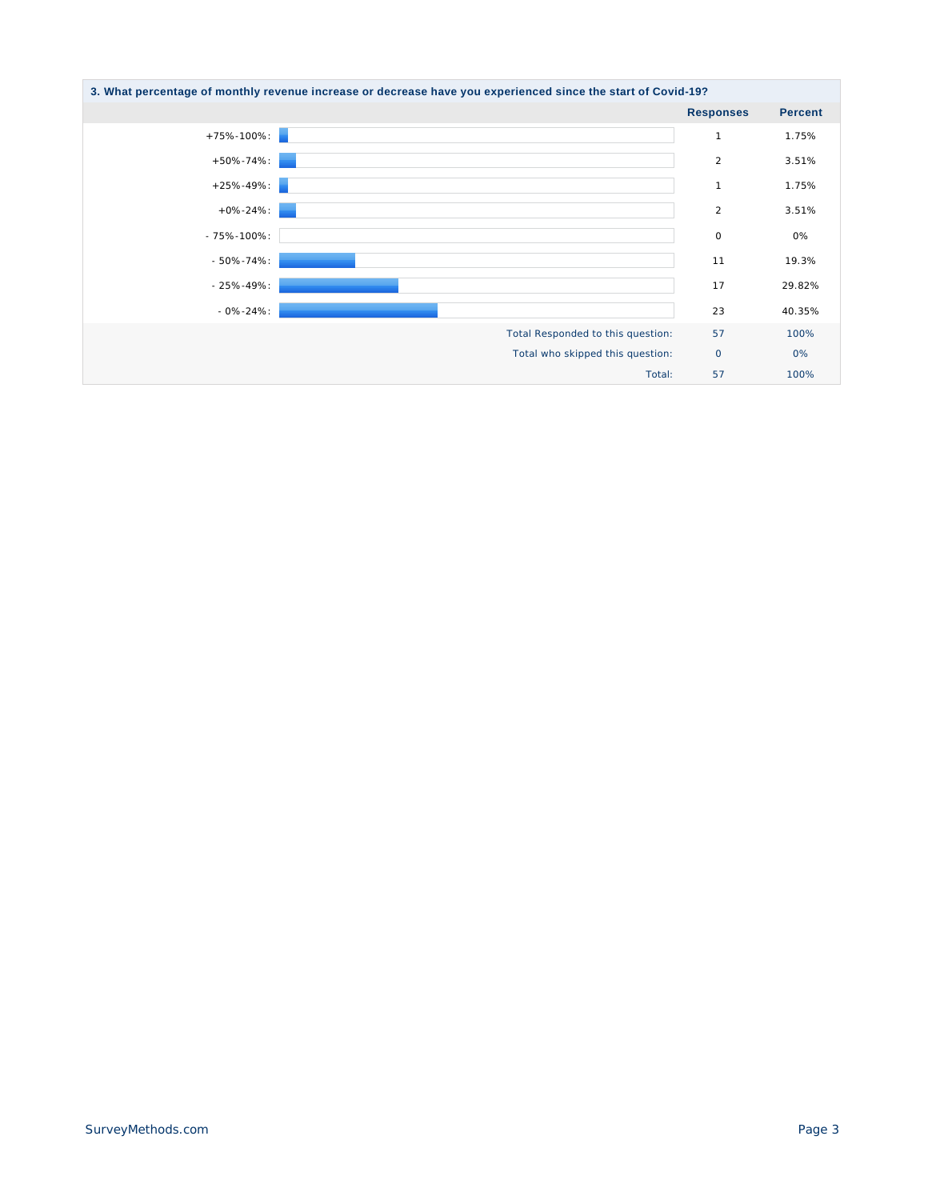**3. What percentage of monthly revenue increase or decrease have you experienced since the start of Covid-19?**

| | Responses | Percent |
|---|---|---|
| +75%-100%: | 1 | 1.75% |
| +50%-74%: | 2 | 3.51% |
| +25%-49%: | 1 | 1.75% |
| +0%-24%: | 2 | 3.51% |
| - 75%-100%: | 0 | 0% |
| - 50%-74%: | 11 | 19.3% |
| - 25%-49%: | 17 | 29.82% |
| - 0%-24%: | 23 | 40.35% |
| Total Responded to this question: | 57 | 100% |
| Total who skipped this question: | 0 | 0% |
| Total: | 57 | 100% |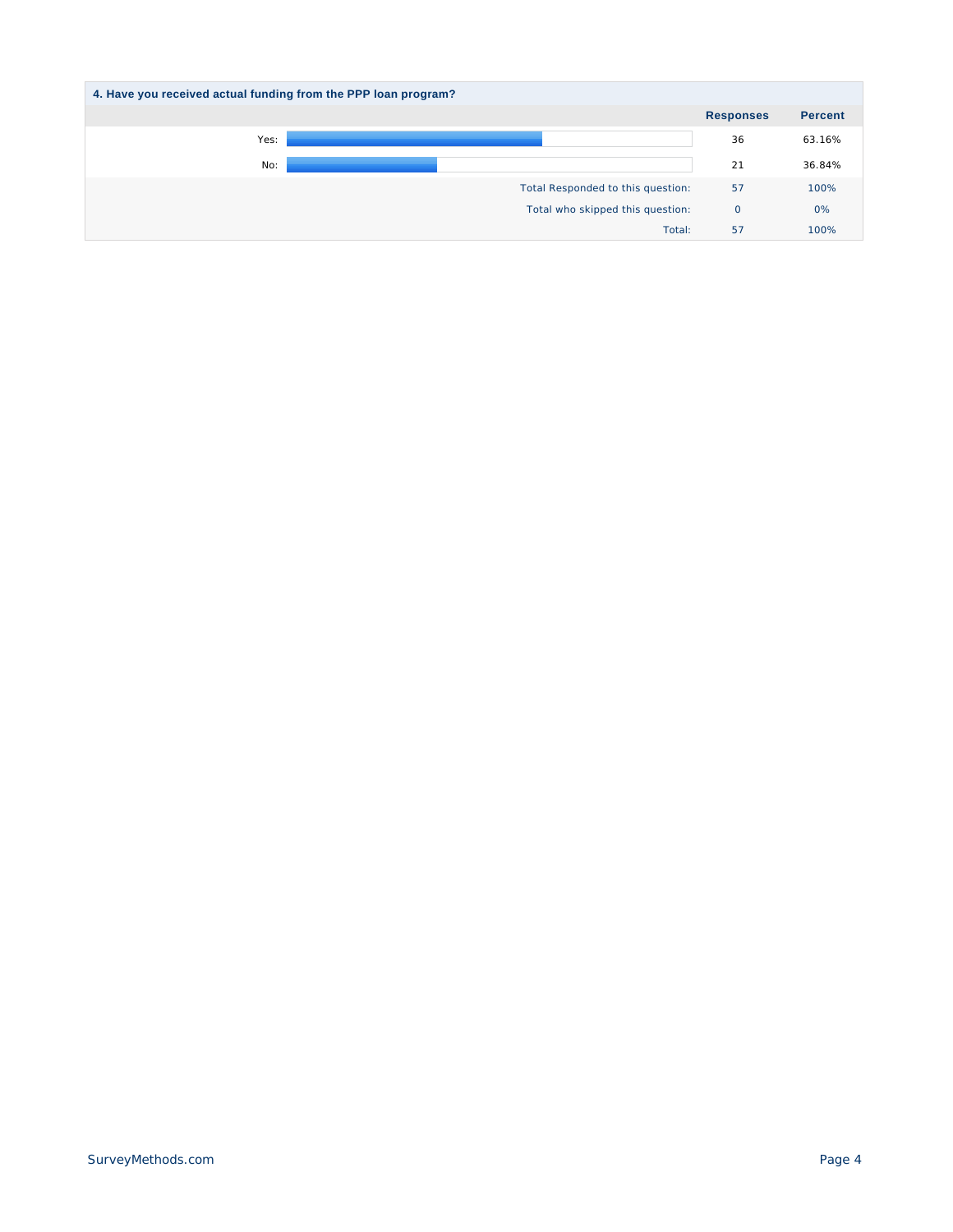**4. Have you received actual funding from the PPP loan program?**

| | Responses | Percent |
|---|---|---|
| Yes: | 36 | 63.16% |
| No: | 21 | 36.84% |
| Total Responded to this question: | 57 | 100% |
| Total who skipped this question: | 0 | 0% |
| Total: | 57 | 100% |